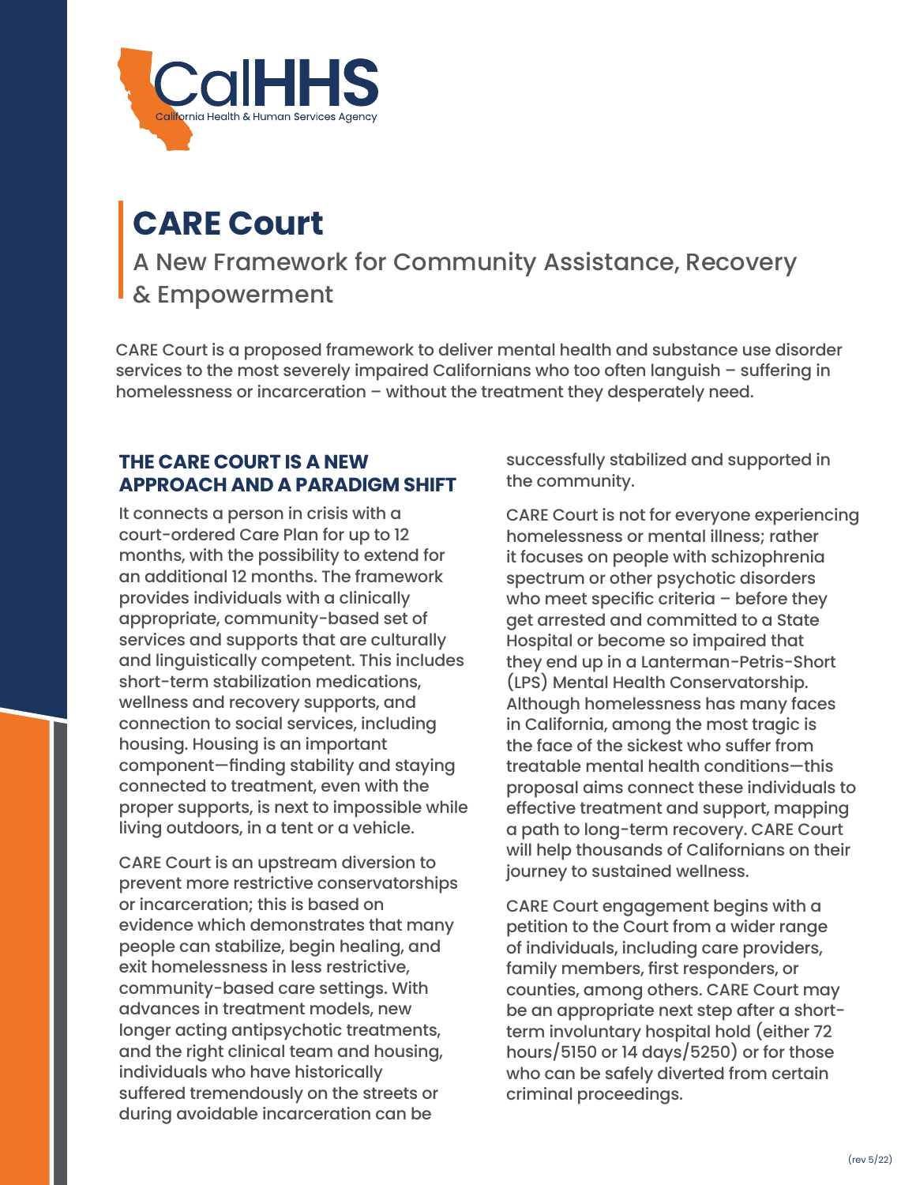CalHHS
California Health & Human Services Agency

# CARE Court

## A New Framework for Community Assistance, Recovery & Empowerment

CARE Court is a proposed framework to deliver mental health and substance use disorder services to the most severely impaired Californians who too often languish – suffering in homelessness or incarceration – without the treatment they desperately need.

### THE CARE COURT IS A NEW APPROACH AND A PARADIGM SHIFT

It connects a person in crisis with a court-ordered Care Plan for up to 12 months, with the possibility to extend for an additional 12 months. The framework provides individuals with a clinically appropriate, community-based set of services and supports that are culturally and linguistically competent. This includes short-term stabilization medications, wellness and recovery supports, and connection to social services, including housing. Housing is an important component—finding stability and staying connected to treatment, even with the proper supports, is next to impossible while living outdoors, in a tent or a vehicle.

CARE Court is an upstream diversion to prevent more restrictive conservatorships or incarceration; this is based on evidence which demonstrates that many people can stabilize, begin healing, and exit homelessness in less restrictive, community-based care settings. With advances in treatment models, new longer acting antipsychotic treatments, and the right clinical team and housing, individuals who have historically suffered tremendously on the streets or during avoidable incarceration can be successfully stabilized and supported in the community.

CARE Court is not for everyone experiencing homelessness or mental illness; rather it focuses on people with schizophrenia spectrum or other psychotic disorders who meet specific criteria – before they get arrested and committed to a State Hospital or become so impaired that they end up in a Lanterman-Petris-Short (LPS) Mental Health Conservatorship. Although homelessness has many faces in California, among the most tragic is the face of the sickest who suffer from treatable mental health conditions—this proposal aims connect these individuals to effective treatment and support, mapping a path to long-term recovery. CARE Court will help thousands of Californians on their journey to sustained wellness.

CARE Court engagement begins with a petition to the Court from a wider range of individuals, including care providers, family members, first responders, or counties, among others. CARE Court may be an appropriate next step after a short-term involuntary hospital hold (either 72 hours/5150 or 14 days/5250) or for those who can be safely diverted from certain criminal proceedings.

(rev 5/22)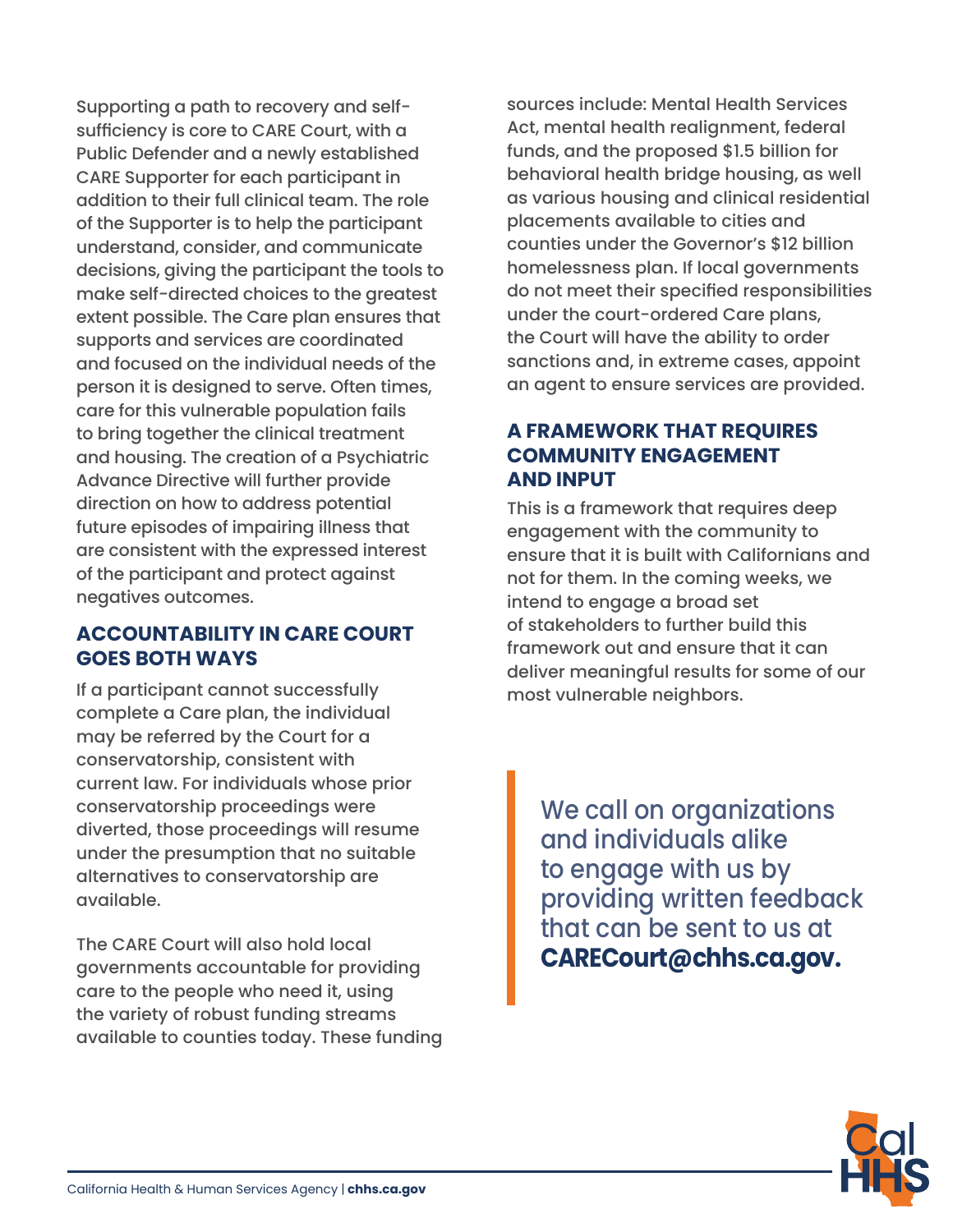Supporting a path to recovery and self-sufficiency is core to CARE Court, with a Public Defender and a newly established CARE Supporter for each participant in addition to their full clinical team. The role of the Supporter is to help the participant understand, consider, and communicate decisions, giving the participant the tools to make self-directed choices to the greatest extent possible. The Care plan ensures that supports and services are coordinated and focused on the individual needs of the person it is designed to serve. Often times, care for this vulnerable population fails to bring together the clinical treatment and housing. The creation of a Psychiatric Advance Directive will further provide direction on how to address potential future episodes of impairing illness that are consistent with the expressed interest of the participant and protect against negatives outcomes.

## ACCOUNTABILITY IN CARE COURT GOES BOTH WAYS

If a participant cannot successfully complete a Care plan, the individual may be referred by the Court for a conservatorship, consistent with current law. For individuals whose prior conservatorship proceedings were diverted, those proceedings will resume under the presumption that no suitable alternatives to conservatorship are available.

The CARE Court will also hold local governments accountable for providing care to the people who need it, using the variety of robust funding streams available to counties today. These funding sources include: Mental Health Services Act, mental health realignment, federal funds, and the proposed $1.5 billion for behavioral health bridge housing, as well as various housing and clinical residential placements available to cities and counties under the Governor's $12 billion homelessness plan. If local governments do not meet their specified responsibilities under the court-ordered Care plans, the Court will have the ability to order sanctions and, in extreme cases, appoint an agent to ensure services are provided.

## A FRAMEWORK THAT REQUIRES COMMUNITY ENGAGEMENT AND INPUT

This is a framework that requires deep engagement with the community to ensure that it is built with Californians and not for them. In the coming weeks, we intend to engage a broad set of stakeholders to further build this framework out and ensure that it can deliver meaningful results for some of our most vulnerable neighbors.

> We call on organizations and individuals alike to engage with us by providing written feedback that can be sent to us at **CARECourt@chhs.ca.gov.**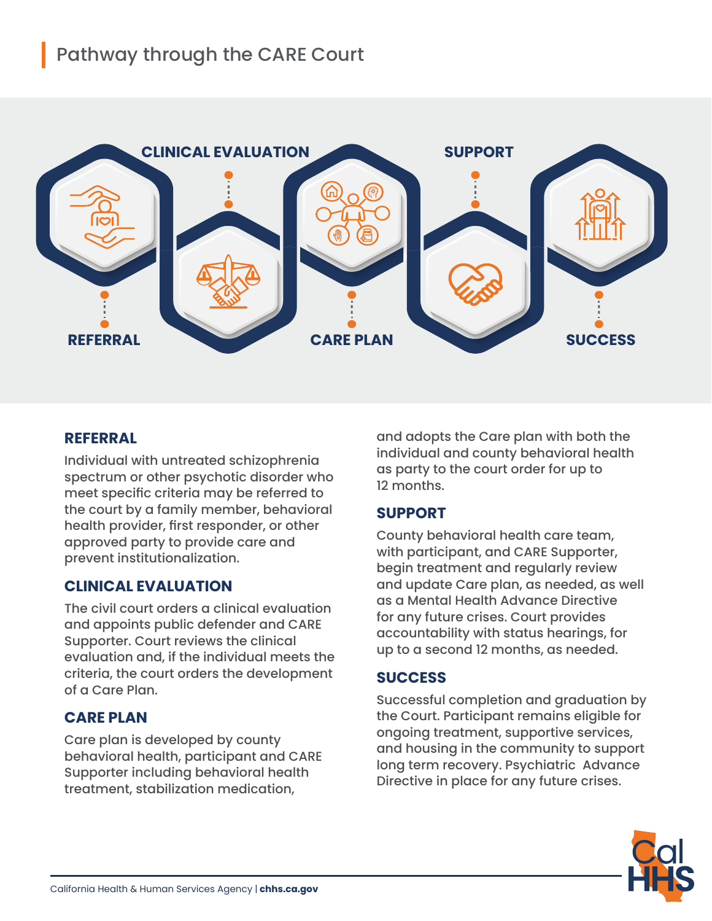## Pathway through the CARE Court

CLINICAL EVALUATION

SUPPORT

REFERRAL

CARE PLAN

SUCCESS

### REFERRAL

Individual with untreated schizophrenia spectrum or other psychotic disorder who meet specific criteria may be referred to the court by a family member, behavioral health provider, first responder, or other approved party to provide care and prevent institutionalization.

### CLINICAL EVALUATION

The civil court orders a clinical evaluation and appoints public defender and CARE Supporter. Court reviews the clinical evaluation and, if the individual meets the criteria, the court orders the development of a Care Plan.

### CARE PLAN

Care plan is developed by county behavioral health, participant and CARE Supporter including behavioral health treatment, stabilization medication, and adopts the Care plan with both the individual and county behavioral health as party to the court order for up to 12 months.

### SUPPORT

County behavioral health care team, with participant, and CARE Supporter, begin treatment and regularly review and update Care plan, as needed, as well as a Mental Health Advance Directive for any future crises. Court provides accountability with status hearings, for up to a second 12 months, as needed.

### SUCCESS

Successful completion and graduation by the Court. Participant remains eligible for ongoing treatment, supportive services, and housing in the community to support long term recovery. Psychiatric Advance Directive in place for any future crises.